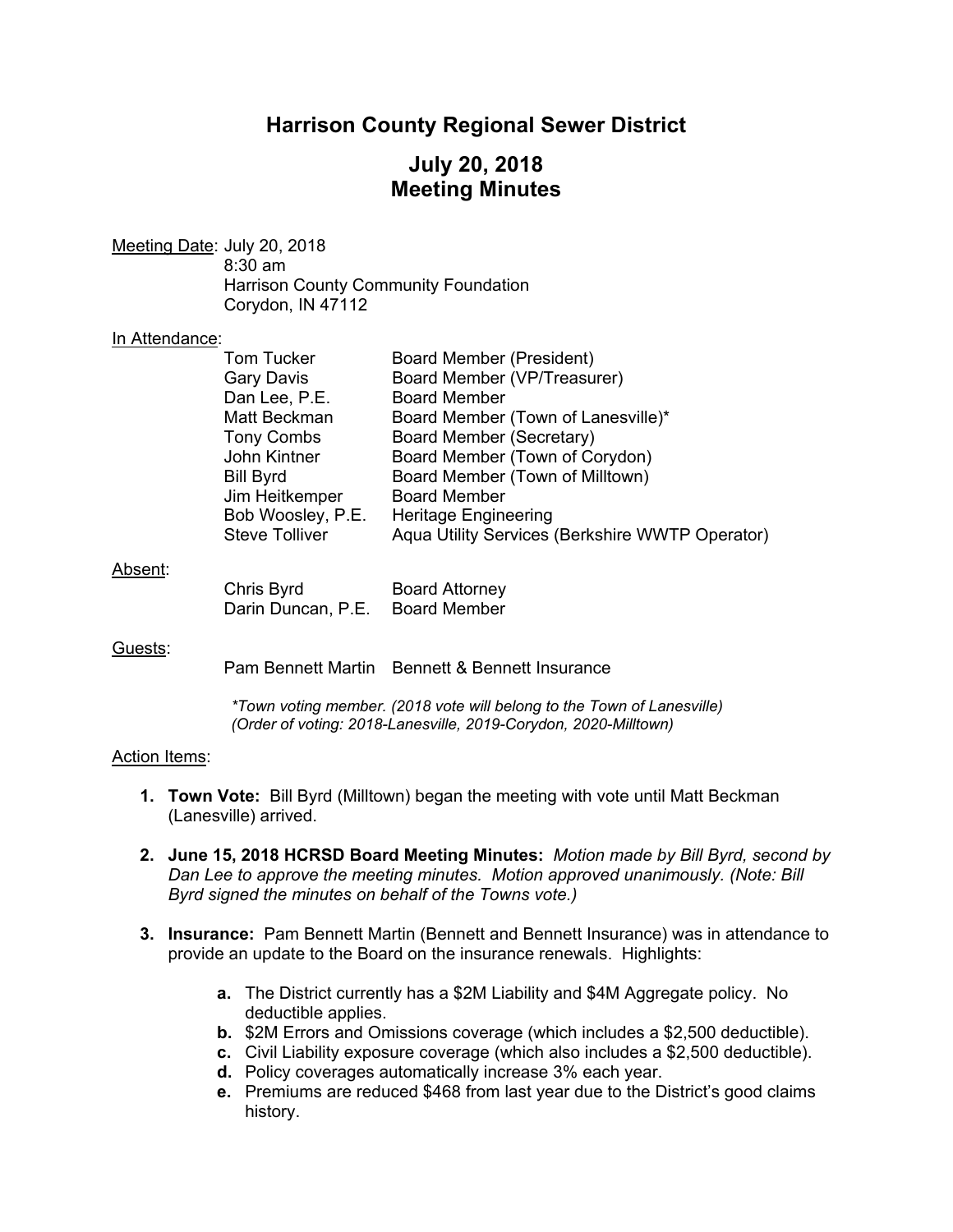# Harrison County Regional Sewer District

## July 20, 2018
## Meeting Minutes

Meeting Date: July 20, 2018
8:30 am
Harrison County Community Foundation
Corydon, IN 47112

In Attendance:

| | |
|---|---|
| Tom Tucker | Board Member (President) |
| Gary Davis | Board Member (VP/Treasurer) |
| Dan Lee, P.E. | Board Member |
| Matt Beckman | Board Member (Town of Lanesville)* |
| Tony Combs | Board Member (Secretary) |
| John Kintner | Board Member (Town of Corydon) |
| Bill Byrd | Board Member (Town of Milltown) |
| Jim Heitkemper | Board Member |
| Bob Woosley, P.E. | Heritage Engineering |
| Steve Tolliver | Aqua Utility Services (Berkshire WWTP Operator) |

Absent:

| | |
|---|---|
| Chris Byrd | Board Attorney |
| Darin Duncan, P.E. | Board Member |

Guests:

| | |
|---|---|
| Pam Bennett Martin | Bennett & Bennett Insurance |

*\*Town voting member. (2018 vote will belong to the Town of Lanesville)*
*(Order of voting: 2018-Lanesville, 2019-Corydon, 2020-Milltown)*

Action Items:

1. **Town Vote:** Bill Byrd (Milltown) began the meeting with vote until Matt Beckman (Lanesville) arrived.

2. **June 15, 2018 HCRSD Board Meeting Minutes:** *Motion made by Bill Byrd, second by Dan Lee to approve the meeting minutes. Motion approved unanimously. (Note: Bill Byrd signed the minutes on behalf of the Towns vote.)*

3. **Insurance:** Pam Bennett Martin (Bennett and Bennett Insurance) was in attendance to provide an update to the Board on the insurance renewals. Highlights:

    a. The District currently has a $2M Liability and $4M Aggregate policy. No deductible applies.

    b. $2M Errors and Omissions coverage (which includes a $2,500 deductible).

    c. Civil Liability exposure coverage (which also includes a $2,500 deductible).

    d. Policy coverages automatically increase 3% each year.

    e. Premiums are reduced $468 from last year due to the District's good claims history.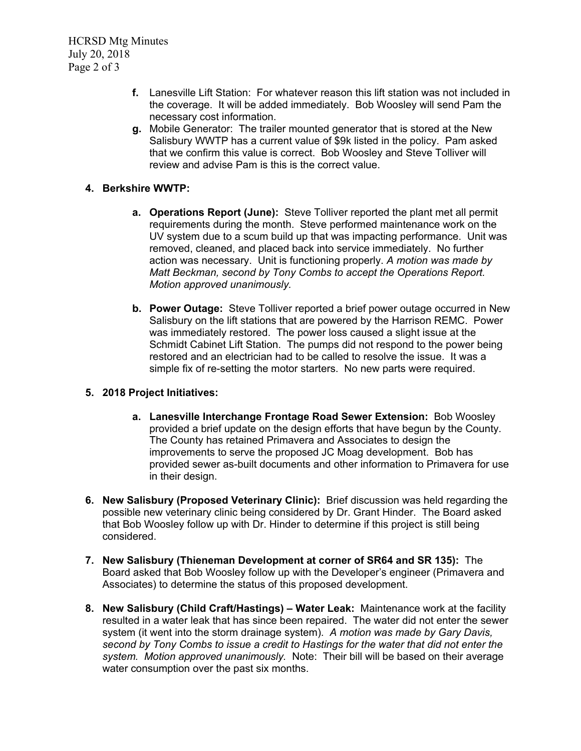f. Lanesville Lift Station: For whatever reason this lift station was not included in the coverage. It will be added immediately. Bob Woosley will send Pam the necessary cost information.

g. Mobile Generator: The trailer mounted generator that is stored at the New Salisbury WWTP has a current value of $9k listed in the policy. Pam asked that we confirm this value is correct. Bob Woosley and Steve Tolliver will review and advise Pam is this is the correct value.

4. **Berkshire WWTP:**

   a. **Operations Report (June):** Steve Tolliver reported the plant met all permit requirements during the month. Steve performed maintenance work on the UV system due to a scum build up that was impacting performance. Unit was removed, cleaned, and placed back into service immediately. No further action was necessary. Unit is functioning properly. *A motion was made by Matt Beckman, second by Tony Combs to accept the Operations Report. Motion approved unanimously.*

   b. **Power Outage:** Steve Tolliver reported a brief power outage occurred in New Salisbury on the lift stations that are powered by the Harrison REMC. Power was immediately restored. The power loss caused a slight issue at the Schmidt Cabinet Lift Station. The pumps did not respond to the power being restored and an electrician had to be called to resolve the issue. It was a simple fix of re-setting the motor starters. No new parts were required.

5. **2018 Project Initiatives:**

   a. **Lanesville Interchange Frontage Road Sewer Extension:** Bob Woosley provided a brief update on the design efforts that have begun by the County. The County has retained Primavera and Associates to design the improvements to serve the proposed JC Moag development. Bob has provided sewer as-built documents and other information to Primavera for use in their design.

6. **New Salisbury (Proposed Veterinary Clinic):** Brief discussion was held regarding the possible new veterinary clinic being considered by Dr. Grant Hinder. The Board asked that Bob Woosley follow up with Dr. Hinder to determine if this project is still being considered.

7. **New Salisbury (Thieneman Development at corner of SR64 and SR 135):** The Board asked that Bob Woosley follow up with the Developer's engineer (Primavera and Associates) to determine the status of this proposed development.

8. **New Salisbury (Child Craft/Hastings) – Water Leak:** Maintenance work at the facility resulted in a water leak that has since been repaired. The water did not enter the sewer system (it went into the storm drainage system). *A motion was made by Gary Davis, second by Tony Combs to issue a credit to Hastings for the water that did not enter the system. Motion approved unanimously.* Note: Their bill will be based on their average water consumption over the past six months.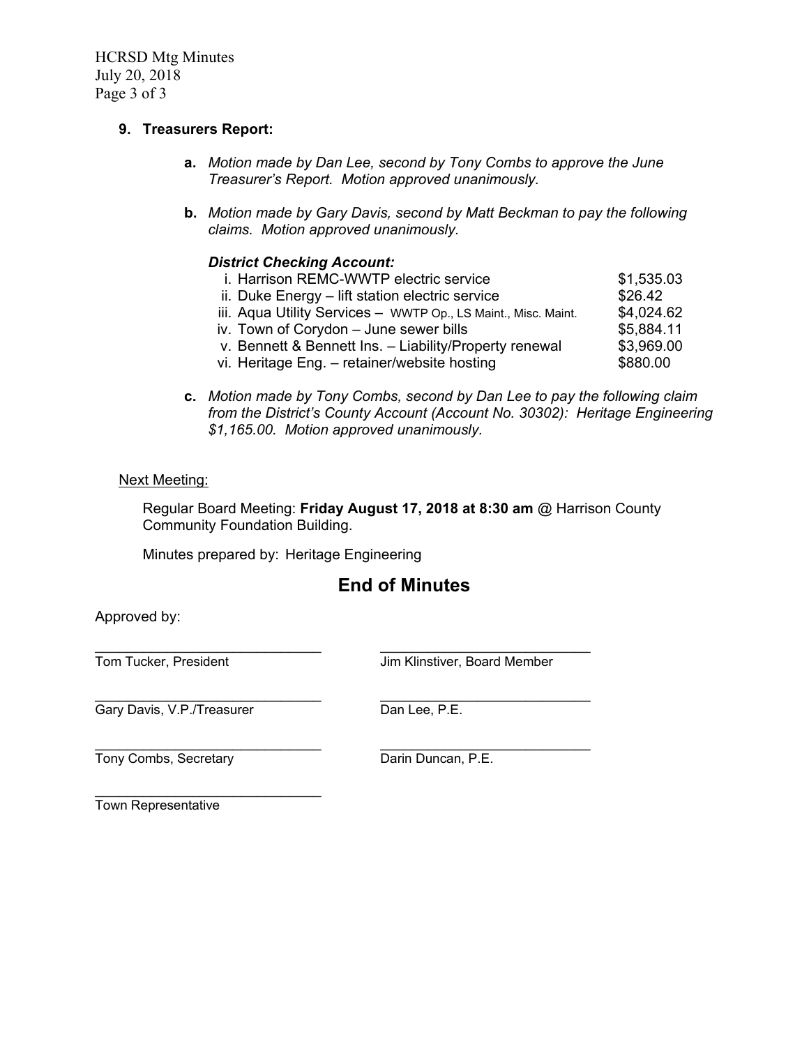**9. Treasurers Report:**

**a.** *Motion made by Dan Lee, second by Tony Combs to approve the June Treasurer's Report. Motion approved unanimously.*

**b.** *Motion made by Gary Davis, second by Matt Beckman to pay the following claims. Motion approved unanimously.*

***District Checking Account:***

| | |
|---|---|
| i. Harrison REMC-WWTP electric service | $1,535.03 |
| ii. Duke Energy – lift station electric service | $26.42 |
| iii. Aqua Utility Services – WWTP Op., LS Maint., Misc. Maint. | $4,024.62 |
| iv. Town of Corydon – June sewer bills | $5,884.11 |
| v. Bennett & Bennett Ins. – Liability/Property renewal | $3,969.00 |
| vi. Heritage Eng. – retainer/website hosting | $880.00 |

**c.** *Motion made by Tony Combs, second by Dan Lee to pay the following claim from the District's County Account (Account No. 30302): Heritage Engineering $1,165.00. Motion approved unanimously.*

Next Meeting:

Regular Board Meeting: **Friday August 17, 2018 at 8:30 am** @ Harrison County Community Foundation Building.

Minutes prepared by: Heritage Engineering

## End of Minutes

Approved by:

_____________________________
Tom Tucker, President

_____________________________
Jim Klinstiver, Board Member

_____________________________
Gary Davis, V.P./Treasurer

_____________________________
Dan Lee, P.E.

_____________________________
Tony Combs, Secretary

_____________________________
Darin Duncan, P.E.

_____________________________
Town Representative